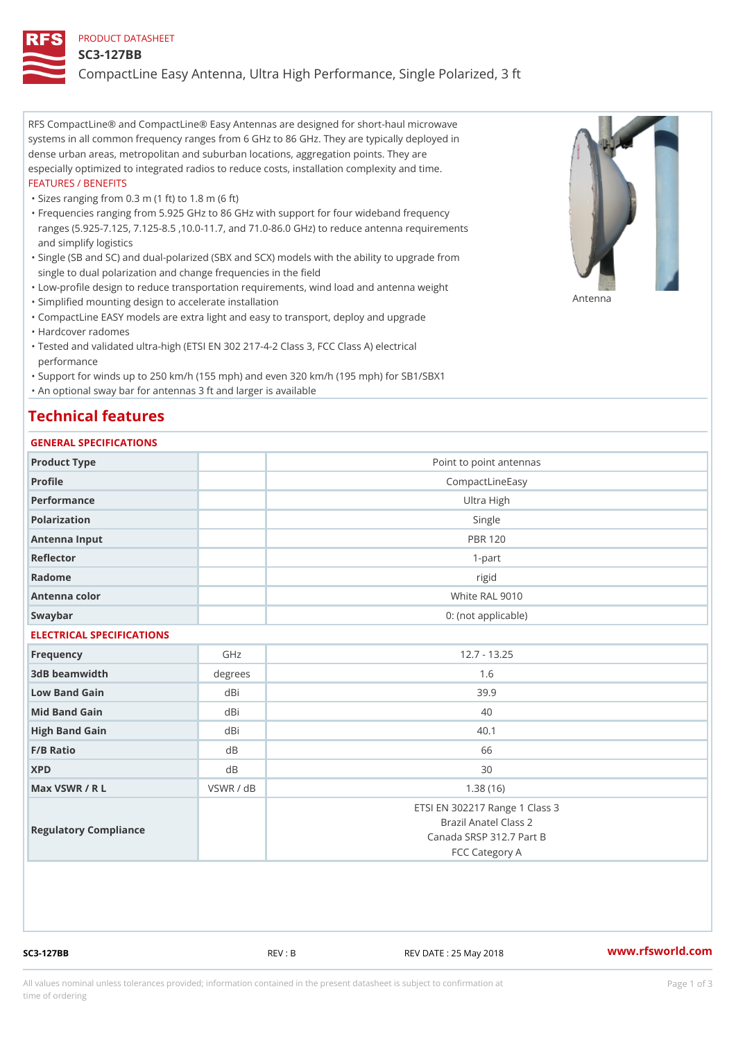PRODUCT DATASHEET

# SC3-127BB

## CompactLine Easy Antenna, Ultra High Performance, Single Polarized, 3 ft

RFS CompactLine® and CompactLine® Easy Antennas are designed for short-haul microwave systems in all common frequency ranges from 6 GHz to 86 GHz. They are typically deployed in dense urban areas, metropolitan and suburban locations, aggregation points. They are especially optimized to integrated radios to reduce costs, installation complexity and time.

FEATURES / BENEFITS

- Sizes ranging from 0.3 m (1 ft) to 1.8 m (6 ft)
- Frequencies ranging from 5.925 GHz to 86 GHz with support for four wideband frequency ranges (5.925-7.125, 7.125-8.5 ,10.0-11.7, and 71.0-86.0 GHz) to reduce antenna requirements and simplify logistics
- Single (SB and SC) and dual-polarized (SBX and SCX) models with the ability to upgrade from single to dual polarization and change frequencies in the field
- Low-profile design to reduce transportation requirements, wind load and antenna weight
- Simplified mounting design to accelerate installation
- CompactLine EASY models are extra light and easy to transport, deploy and upgrade
- Hardcover radomes
- Tested and validated ultra-high (ETSI EN 302 217-4-2 Class 3, FCC Class A) electrical performance
- Support for winds up to 250 km/h (155 mph) and even 320 km/h (195 mph) for SB1/SBX1
- An optional sway bar for antennas 3 ft and larger is available

Antenna

## Technical features

GENERAL SPECIFICATIONS

| | | |
|---|---|---|
| Product Type | | Point to point antennas |
| Profile | | CompactLineEasy |
| Performance | | Ultra High |
| Polarization | | Single |
| Antenna Input | | PBR 120 |
| Reflector | | 1-part |
| Radome | | rigid |
| Antenna color | | White RAL 9010 |
| Swaybar | | 0: (not applicable) |

ELECTRICAL SPECIFICATIONS

| | | |
|---|---|---|
| Frequency | GHz | 12.7 - 13.25 |
| 3dB beamwidth | degrees | 1.6 |
| Low Band Gain | dBi | 39.9 |
| Mid Band Gain | dBi | 40 |
| High Band Gain | dBi | 40.1 |
| F/B Ratio | dB | 66 |
| XPD | dB | 30 |
| Max VSWR / R L | VSWR / dB | 1.38 (16) |
| Regulatory Compliance | | ETSI EN 302217 Range 1 Class 3<br>Brazil Anatel Class 2<br>Canada SRSP 312.7 Part B<br>FCC Category A |

SC3-127BB REV : B REV DATE : 25 May 2018 www.rfsworld.com

All values nominal unless tolerances provided; information contained in the present datasheet is subject to confirmation at time of ordering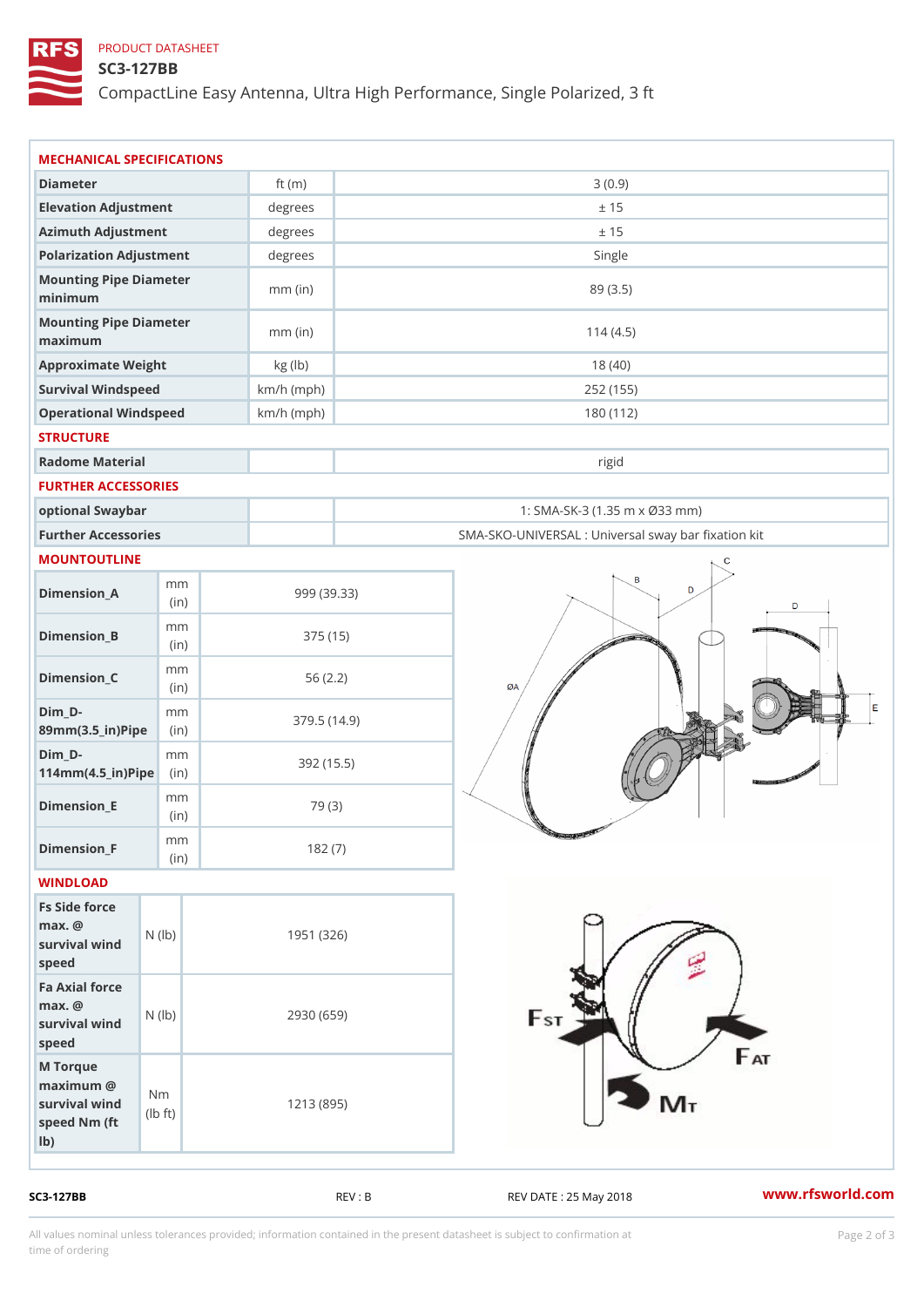PRODUCT DATASHEET

# SC3-127BB

CompactLine Easy Antenna, Ultra High Performance, Single Polarized, 3 ft

## MECHANICAL SPECIFICATIONS

| | | |
|---|---|---|
| Diameter | ft (m) | 3 (0.9) |
| Elevation Adjustment | degrees | ± 15 |
| Azimuth Adjustment | degrees | ± 15 |
| Polarization Adjustment | degrees | Single |
| Mounting Pipe Diameter minimum | mm (in) | 89 (3.5) |
| Mounting Pipe Diameter maximum | mm (in) | 114 (4.5) |
| Approximate Weight | kg (lb) | 18 (40) |
| Survival Windspeed | km/h (mph) | 252 (155) |
| Operational Windspeed | km/h (mph) | 180 (112) |

## STRUCTURE

| | | |
|---|---|---|
| Radome Material | | rigid |

## FURTHER ACCESSORIES

| | | |
|---|---|---|
| optional Swaybar | | 1: SMA-SK-3 (1.35 m x Ø33 mm) |
| Further Accessories | | SMA-SKO-UNIVERSAL : Universal sway bar fixation kit |

## MOUNTOUTLINE

| | | |
|---|---|---|
| Dimension_A | mm (in) | 999 (39.33) |
| Dimension_B | mm (in) | 375 (15) |
| Dimension_C | mm (in) | 56 (2.2) |
| Dim_D-89mm(3.5_in)Pipe | mm (in) | 379.5 (14.9) |
| Dim_D-114mm(4.5_in)Pipe | mm (in) | 392 (15.5) |
| Dimension_E | mm (in) | 79 (3) |
| Dimension_F | mm (in) | 182 (7) |

## WINDLOAD

| | | |
|---|---|---|
| Fs Side force max. @ survival wind speed | N (lb) | 1951 (326) |
| Fa Axial force max. @ survival wind speed | N (lb) | 2930 (659) |
| M Torque maximum @ survival wind speed Nm (ft lb) | Nm (lb ft) | 1213 (895) |

SC3-127BB | REV : B | REV DATE : 25 May 2018 | www.rfsworld.com

All values nominal unless tolerances provided; information contained in the present datasheet is subject to confirmation at time of ordering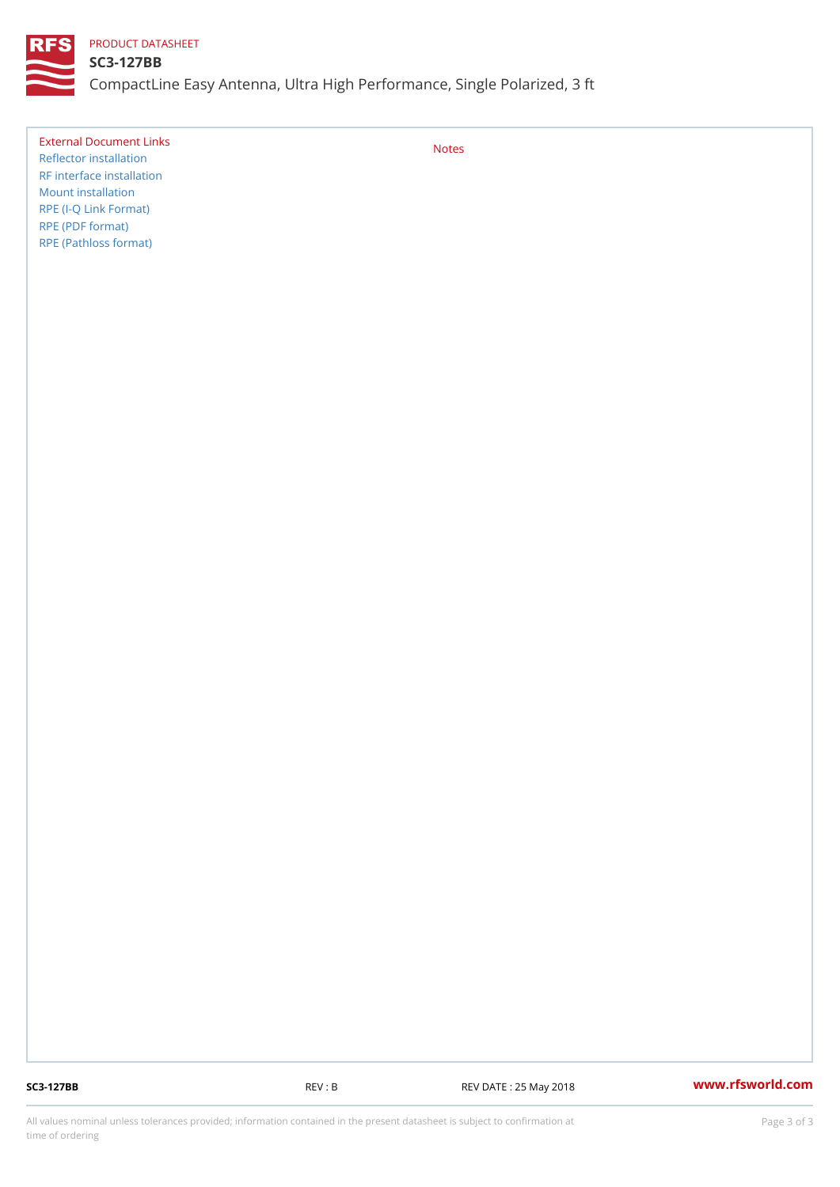PRODUCT DATASHEET

# SC3-127BB

CompactLine Easy Antenna, Ultra High Performance, Single Polarized, 3 ft

## External Document Links

Reflector installation
RF interface installation
Mount installation
RPE (I-Q Link Format)
RPE (PDF format)
RPE (Pathloss format)

## Notes

SC3-127BB REV : B REV DATE : 25 May 2018 www.rfsworld.com

All values nominal unless tolerances provided; information contained in the present datasheet is subject to confirmation at time of ordering